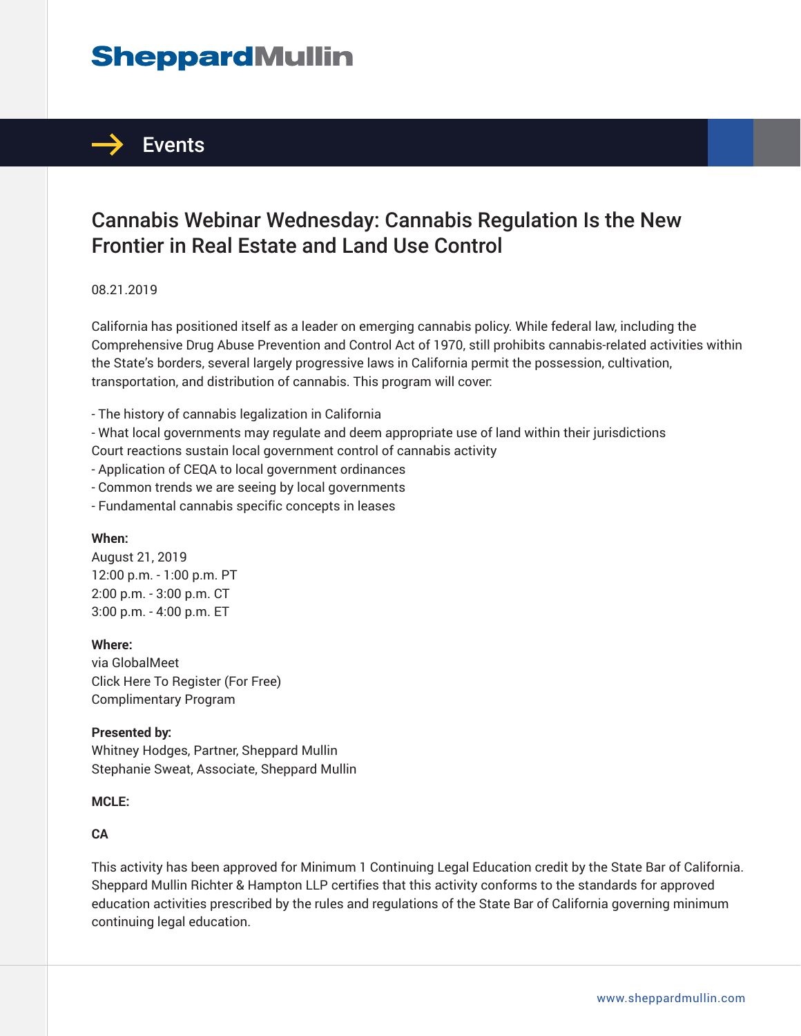# SheppardMullin

## Events

# Cannabis Webinar Wednesday: Cannabis Regulation Is the New Frontier in Real Estate and Land Use Control

08.21.2019

California has positioned itself as a leader on emerging cannabis policy. While federal law, including the Comprehensive Drug Abuse Prevention and Control Act of 1970, still prohibits cannabis-related activities within the State's borders, several largely progressive laws in California permit the possession, cultivation, transportation, and distribution of cannabis. This program will cover:

- The history of cannabis legalization in California
- What local governments may regulate and deem appropriate use of land within their jurisdictions
Court reactions sustain local government control of cannabis activity
- Application of CEQA to local government ordinances
- Common trends we are seeing by local governments
- Fundamental cannabis specific concepts in leases

**When:**
August 21, 2019
12:00 p.m. - 1:00 p.m. PT
2:00 p.m. - 3:00 p.m. CT
3:00 p.m. - 4:00 p.m. ET

**Where:**
via GlobalMeet
Click Here To Register (For Free)
Complimentary Program

**Presented by:**
Whitney Hodges, Partner, Sheppard Mullin
Stephanie Sweat, Associate, Sheppard Mullin

**MCLE:**

**CA**

This activity has been approved for Minimum 1 Continuing Legal Education credit by the State Bar of California. Sheppard Mullin Richter & Hampton LLP certifies that this activity conforms to the standards for approved education activities prescribed by the rules and regulations of the State Bar of California governing minimum continuing legal education.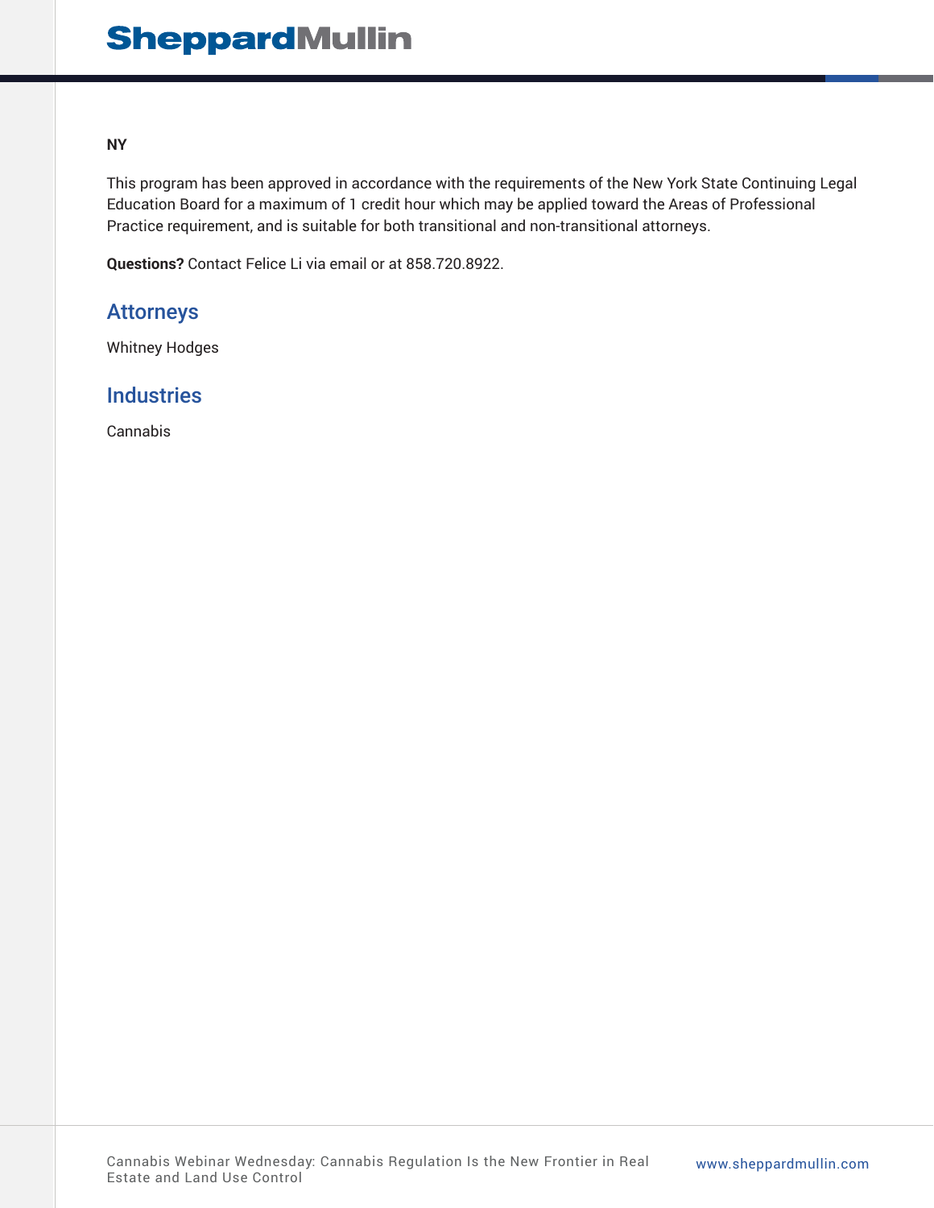**NY**

This program has been approved in accordance with the requirements of the New York State Continuing Legal Education Board for a maximum of 1 credit hour which may be applied toward the Areas of Professional Practice requirement, and is suitable for both transitional and non-transitional attorneys.

**Questions?** Contact Felice Li via email or at 858.720.8922.

## Attorneys

Whitney Hodges

## Industries

Cannabis